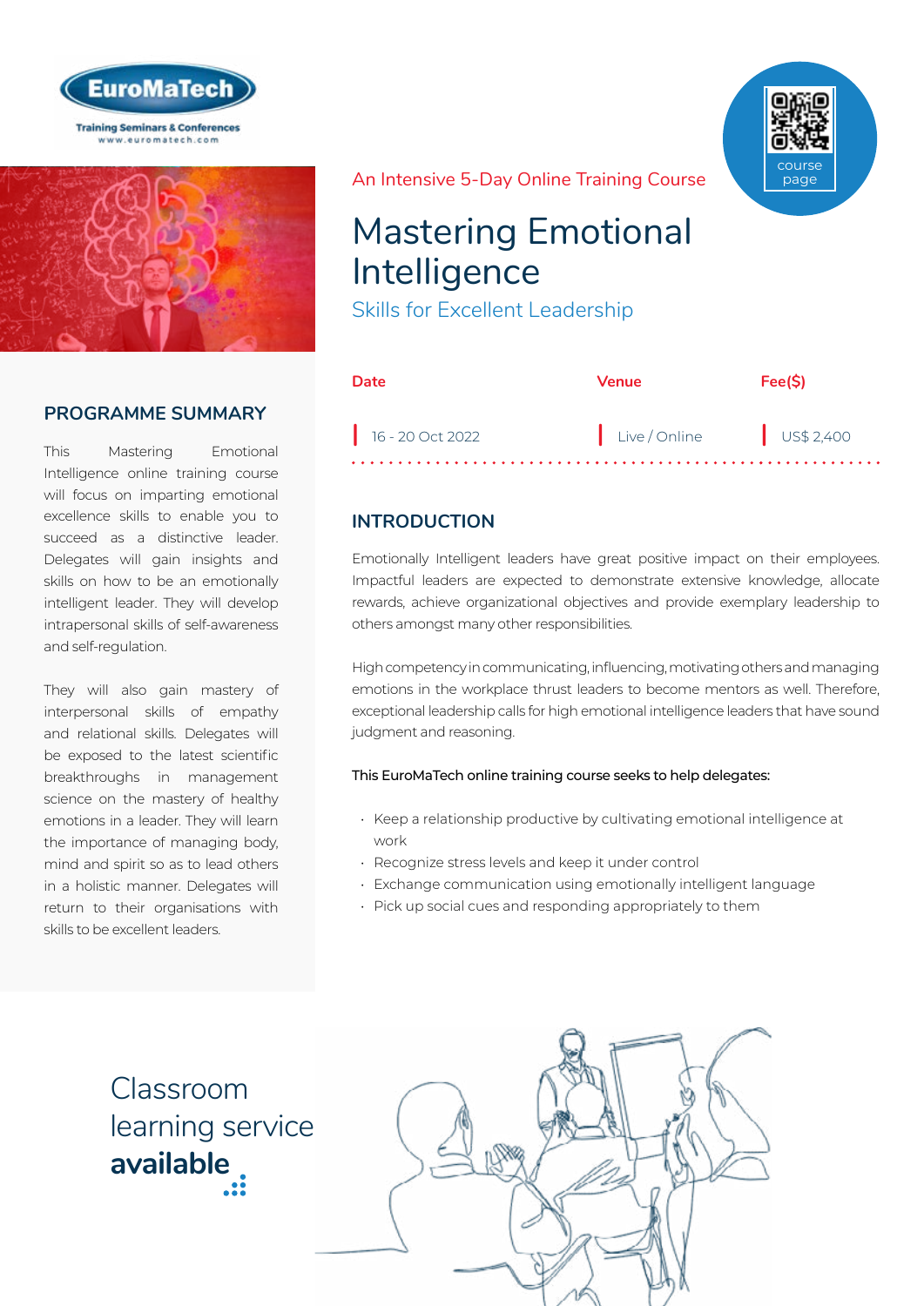EuroMaTech

Training Seminars & Conferences
www.euromatech.com

course page

An Intensive 5-Day Online Training Course

# Mastering Emotional Intelligence

## Skills for Excellent Leadership

| Date | Venue | Fee($) |
| --- | --- | --- |
| 16 - 20 Oct 2022 | Live / Online | US$ 2,400 |

## PROGRAMME SUMMARY

This Mastering Emotional Intelligence online training course will focus on imparting emotional excellence skills to enable you to succeed as a distinctive leader. Delegates will gain insights and skills on how to be an emotionally intelligent leader. They will develop intrapersonal skills of self-awareness and self-regulation.

They will also gain mastery of interpersonal skills of empathy and relational skills. Delegates will be exposed to the latest scientific breakthroughs in management science on the mastery of healthy emotions in a leader. They will learn the importance of managing body, mind and spirit so as to lead others in a holistic manner. Delegates will return to their organisations with skills to be excellent leaders.

## INTRODUCTION

Emotionally Intelligent leaders have great positive impact on their employees. Impactful leaders are expected to demonstrate extensive knowledge, allocate rewards, achieve organizational objectives and provide exemplary leadership to others amongst many other responsibilities.

High competency in communicating, influencing, motivating others and managing emotions in the workplace thrust leaders to become mentors as well. Therefore, exceptional leadership calls for high emotional intelligence leaders that have sound judgment and reasoning.

This EuroMaTech online training course seeks to help delegates:

- Keep a relationship productive by cultivating emotional intelligence at work
- Recognize stress levels and keep it under control
- Exchange communication using emotionally intelligent language
- Pick up social cues and responding appropriately to them

Classroom learning service **available**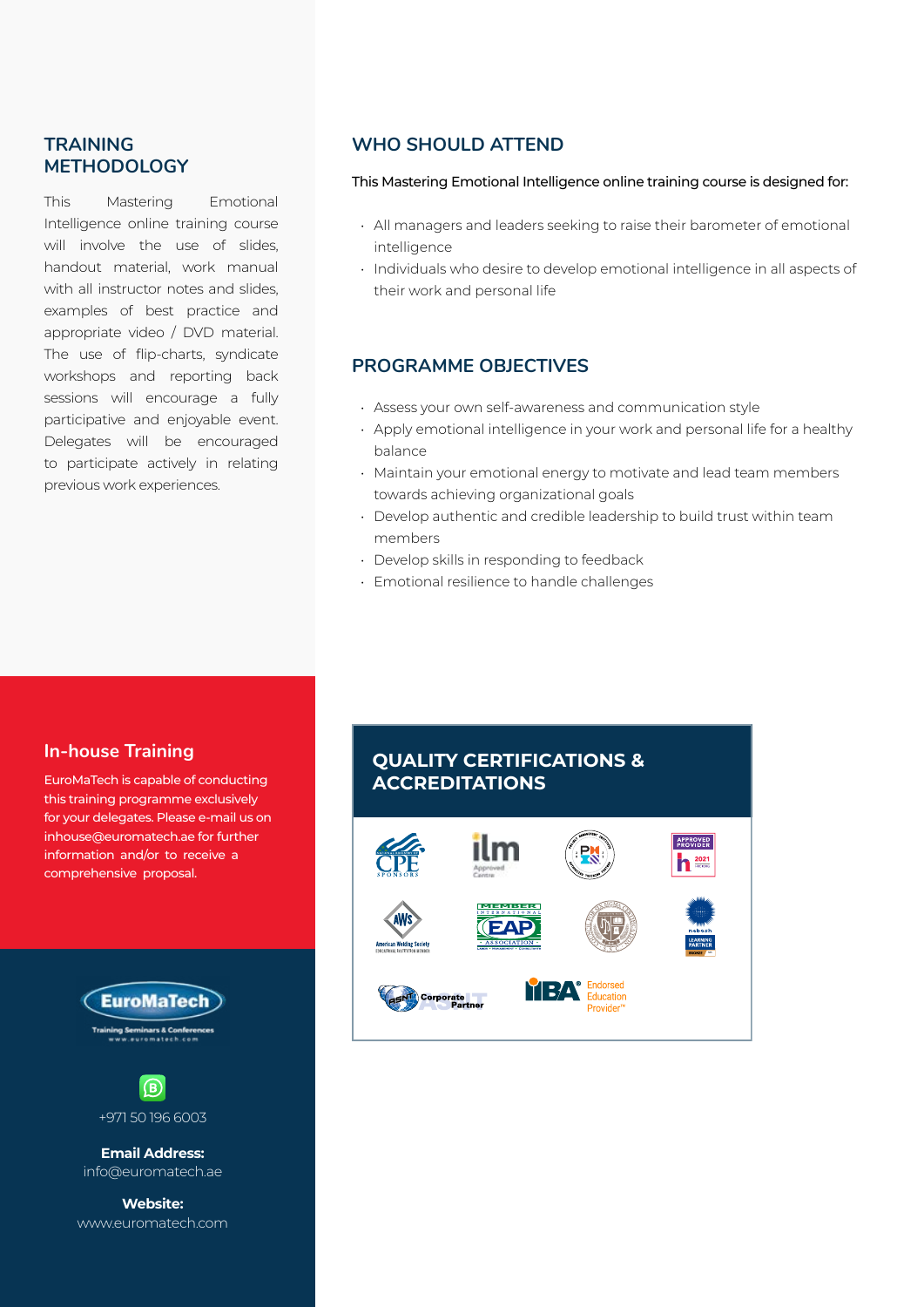## TRAINING METHODOLOGY

This Mastering Emotional Intelligence online training course will involve the use of slides, handout material, work manual with all instructor notes and slides, examples of best practice and appropriate video / DVD material. The use of flip-charts, syndicate workshops and reporting back sessions will encourage a fully participative and enjoyable event. Delegates will be encouraged to participate actively in relating previous work experiences.

## WHO SHOULD ATTEND

This Mastering Emotional Intelligence online training course is designed for:

- All managers and leaders seeking to raise their barometer of emotional intelligence
- Individuals who desire to develop emotional intelligence in all aspects of their work and personal life

## PROGRAMME OBJECTIVES

- Assess your own self-awareness and communication style
- Apply emotional intelligence in your work and personal life for a healthy balance
- Maintain your emotional energy to motivate and lead team members towards achieving organizational goals
- Develop authentic and credible leadership to build trust within team members
- Develop skills in responding to feedback
- Emotional resilience to handle challenges

## In-house Training

EuroMaTech is capable of conducting this training programme exclusively for your delegates. Please e-mail us on inhouse@euromatech.ae for further information and/or to receive a comprehensive proposal.

## QUALITY CERTIFICATIONS & ACCREDITATIONS

EuroMaTech
Training Seminars & Conferences
www.euromatech.com

+971 50 196 6003

**Email Address:**
info@euromatech.ae

**Website:**
www.euromatech.com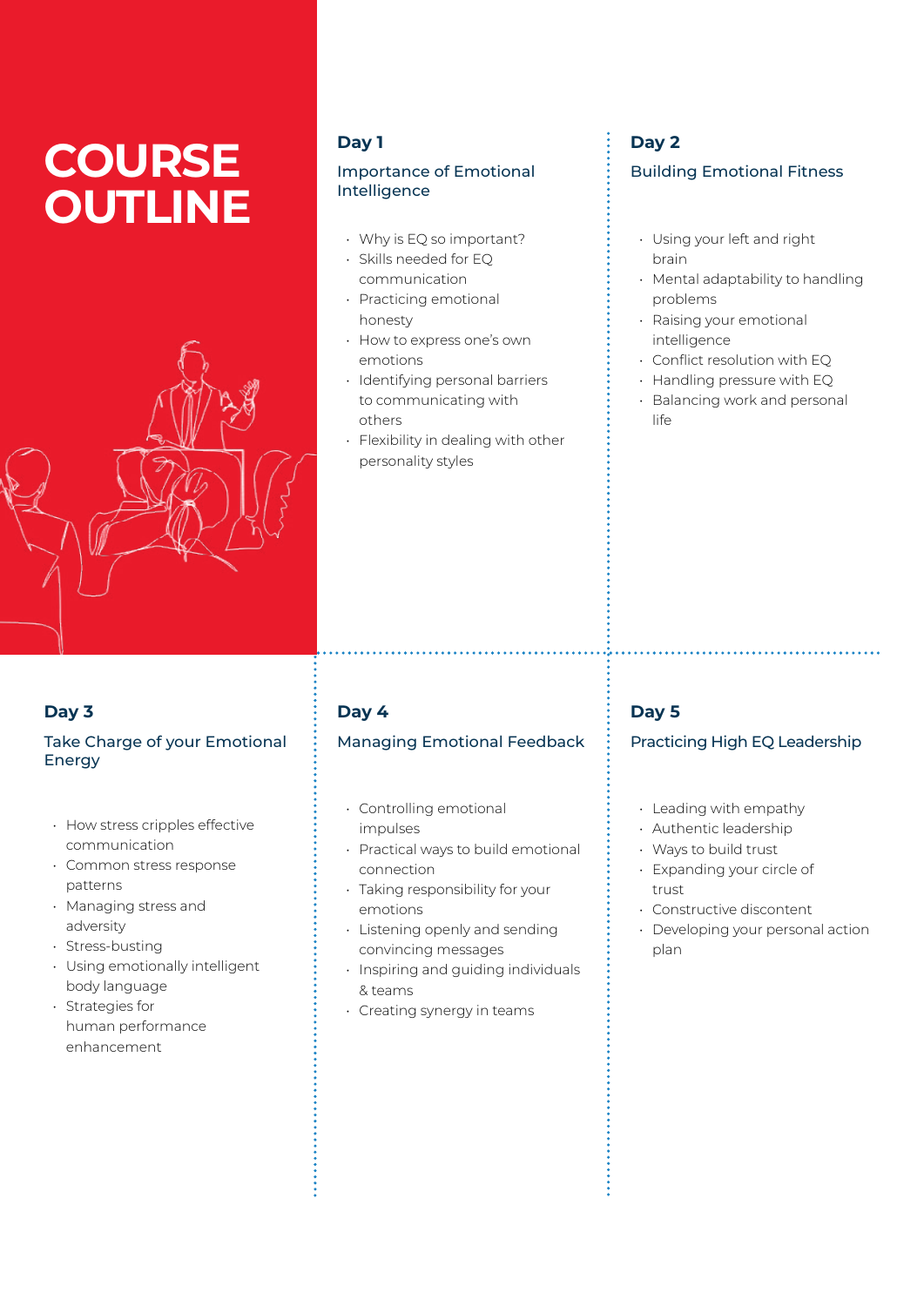# COURSE OUTLINE

## Day 1

### Importance of Emotional Intelligence

- Why is EQ so important?
- Skills needed for EQ communication
- Practicing emotional honesty
- How to express one's own emotions
- Identifying personal barriers to communicating with others
- Flexibility in dealing with other personality styles

## Day 2

### Building Emotional Fitness

- Using your left and right brain
- Mental adaptability to handling problems
- Raising your emotional intelligence
- Conflict resolution with EQ
- Handling pressure with EQ
- Balancing work and personal life

## Day 3

### Take Charge of your Emotional Energy

- How stress cripples effective communication
- Common stress response patterns
- Managing stress and adversity
- Stress-busting
- Using emotionally intelligent body language
- Strategies for human performance enhancement

## Day 4

### Managing Emotional Feedback

- Controlling emotional impulses
- Practical ways to build emotional connection
- Taking responsibility for your emotions
- Listening openly and sending convincing messages
- Inspiring and guiding individuals & teams
- Creating synergy in teams

## Day 5

### Practicing High EQ Leadership

- Leading with empathy
- Authentic leadership
- Ways to build trust
- Expanding your circle of trust
- Constructive discontent
- Developing your personal action plan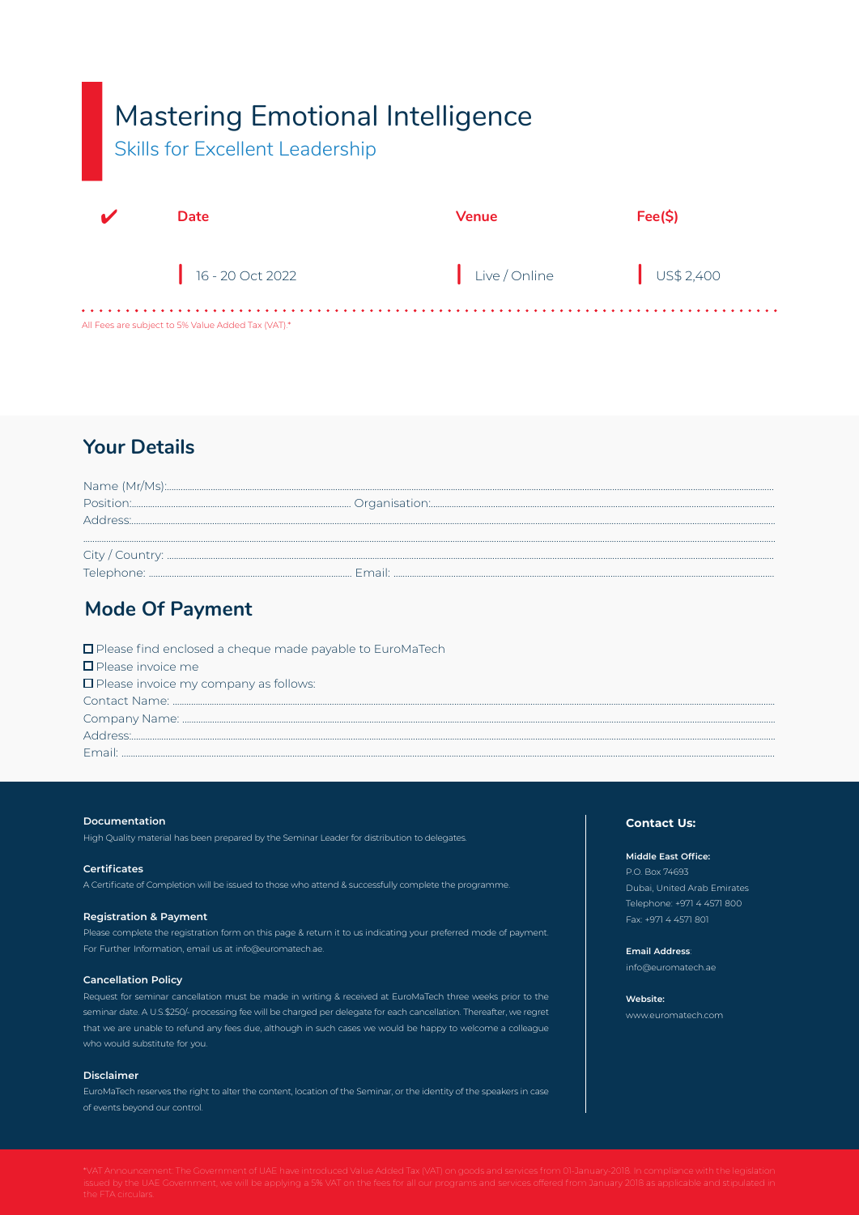# Mastering Emotional Intelligence

## Skills for Excellent Leadership

| ✔ | Date | Venue | Fee($) |
|---|---|---|---|
| | 16 - 20 Oct 2022 | Live / Online | US$ 2,400 |

All Fees are subject to 5% Value Added Tax (VAT).*

## Your Details

Name (Mr/Ms):............................................................................................

Position:.............................................. Organisation:..............................................

Address:............................................................................................

............................................................................................

City / Country: ............................................................................................

Telephone: .............................................. Email: ..............................................

## Mode Of Payment

☐ Please find enclosed a cheque made payable to EuroMaTech

☐ Please invoice me

☐ Please invoice my company as follows:

Contact Name: ............................................................................................

Company Name: ............................................................................................

Address:............................................................................................

Email: ............................................................................................

**Documentation**

High Quality material has been prepared by the Seminar Leader for distribution to delegates.

**Certificates**

A Certificate of Completion will be issued to those who attend & successfully complete the programme.

**Registration & Payment**

Please complete the registration form on this page & return it to us indicating your preferred mode of payment. For Further Information, email us at info@euromatech.ae.

**Cancellation Policy**

Request for seminar cancellation must be made in writing & received at EuroMaTech three weeks prior to the seminar date. A U.S.$250/- processing fee will be charged per delegate for each cancellation. Thereafter, we regret that we are unable to refund any fees due, although in such cases we would be happy to welcome a colleague who would substitute for you.

**Disclaimer**

EuroMaTech reserves the right to alter the content, location of the Seminar, or the identity of the speakers in case of events beyond our control.

**Contact Us:**

**Middle East Office:**

P.O. Box 74693

Dubai, United Arab Emirates

Telephone: +971 4 4571 800

Fax: +971 4 4571 801

**Email Address**

info@euromatech.ae

**Website:**

www.euromatech.com

*VAT Announcement: The Government of UAE have introduced Value Added Tax (VAT) on goods and services from 01-January-2018. In compliance with the legislation issued by the UAE Government, we will be applying a 5% VAT on the fees for all our programs and services offered from January 2018 as applicable and stipulated in the FTA circulars.